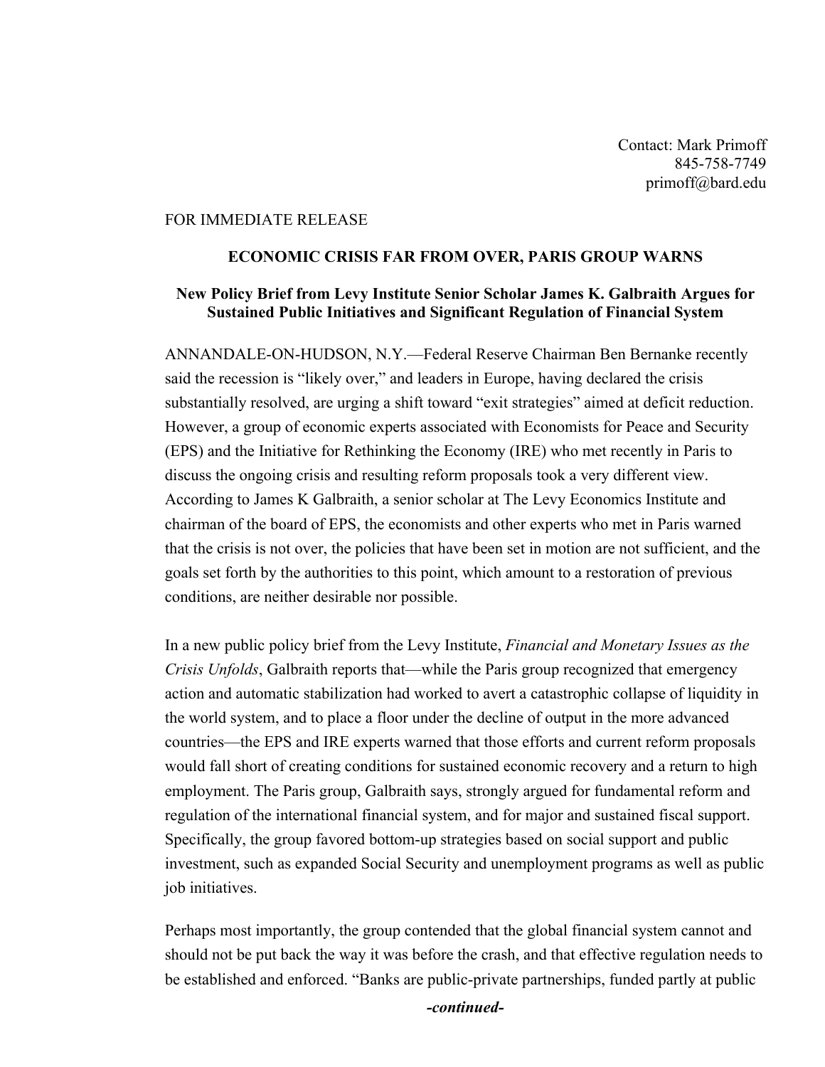Contact: Mark Primoff
845-758-7749
primoff@bard.edu

FOR IMMEDIATE RELEASE

**ECONOMIC CRISIS FAR FROM OVER, PARIS GROUP WARNS**

**New Policy Brief from Levy Institute Senior Scholar James K. Galbraith Argues for Sustained Public Initiatives and Significant Regulation of Financial System**

ANNANDALE-ON-HUDSON, N.Y.—Federal Reserve Chairman Ben Bernanke recently said the recession is "likely over," and leaders in Europe, having declared the crisis substantially resolved, are urging a shift toward "exit strategies" aimed at deficit reduction. However, a group of economic experts associated with Economists for Peace and Security (EPS) and the Initiative for Rethinking the Economy (IRE) who met recently in Paris to discuss the ongoing crisis and resulting reform proposals took a very different view. According to James K Galbraith, a senior scholar at The Levy Economics Institute and chairman of the board of EPS, the economists and other experts who met in Paris warned that the crisis is not over, the policies that have been set in motion are not sufficient, and the goals set forth by the authorities to this point, which amount to a restoration of previous conditions, are neither desirable nor possible.

In a new public policy brief from the Levy Institute, *Financial and Monetary Issues as the Crisis Unfolds*, Galbraith reports that—while the Paris group recognized that emergency action and automatic stabilization had worked to avert a catastrophic collapse of liquidity in the world system, and to place a floor under the decline of output in the more advanced countries—the EPS and IRE experts warned that those efforts and current reform proposals would fall short of creating conditions for sustained economic recovery and a return to high employment. The Paris group, Galbraith says, strongly argued for fundamental reform and regulation of the international financial system, and for major and sustained fiscal support. Specifically, the group favored bottom-up strategies based on social support and public investment, such as expanded Social Security and unemployment programs as well as public job initiatives.

Perhaps most importantly, the group contended that the global financial system cannot and should not be put back the way it was before the crash, and that effective regulation needs to be established and enforced. "Banks are public-private partnerships, funded partly at public

***-continued-***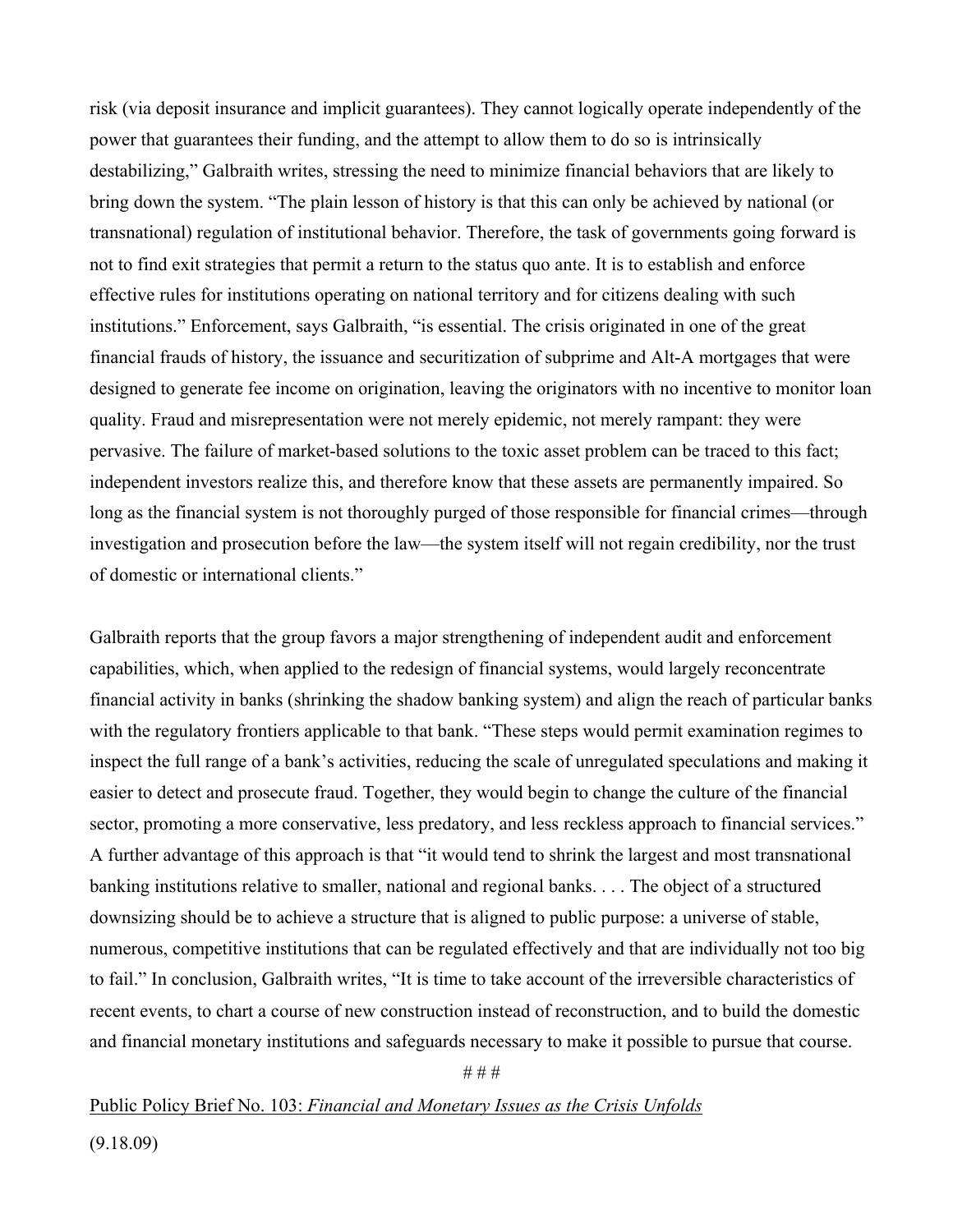risk (via deposit insurance and implicit guarantees). They cannot logically operate independently of the power that guarantees their funding, and the attempt to allow them to do so is intrinsically destabilizing," Galbraith writes, stressing the need to minimize financial behaviors that are likely to bring down the system. "The plain lesson of history is that this can only be achieved by national (or transnational) regulation of institutional behavior. Therefore, the task of governments going forward is not to find exit strategies that permit a return to the status quo ante. It is to establish and enforce effective rules for institutions operating on national territory and for citizens dealing with such institutions." Enforcement, says Galbraith, "is essential. The crisis originated in one of the great financial frauds of history, the issuance and securitization of subprime and Alt-A mortgages that were designed to generate fee income on origination, leaving the originators with no incentive to monitor loan quality. Fraud and misrepresentation were not merely epidemic, not merely rampant: they were pervasive. The failure of market-based solutions to the toxic asset problem can be traced to this fact; independent investors realize this, and therefore know that these assets are permanently impaired. So long as the financial system is not thoroughly purged of those responsible for financial crimes—through investigation and prosecution before the law—the system itself will not regain credibility, nor the trust of domestic or international clients."

Galbraith reports that the group favors a major strengthening of independent audit and enforcement capabilities, which, when applied to the redesign of financial systems, would largely reconcentrate financial activity in banks (shrinking the shadow banking system) and align the reach of particular banks with the regulatory frontiers applicable to that bank. "These steps would permit examination regimes to inspect the full range of a bank's activities, reducing the scale of unregulated speculations and making it easier to detect and prosecute fraud. Together, they would begin to change the culture of the financial sector, promoting a more conservative, less predatory, and less reckless approach to financial services." A further advantage of this approach is that "it would tend to shrink the largest and most transnational banking institutions relative to smaller, national and regional banks. . . . The object of a structured downsizing should be to achieve a structure that is aligned to public purpose: a universe of stable, numerous, competitive institutions that can be regulated effectively and that are individually not too big to fail." In conclusion, Galbraith writes, "It is time to take account of the irreversible characteristics of recent events, to chart a course of new construction instead of reconstruction, and to build the domestic and financial monetary institutions and safeguards necessary to make it possible to pursue that course.

# # #

Public Policy Brief No. 103: *Financial and Monetary Issues as the Crisis Unfolds*

(9.18.09)